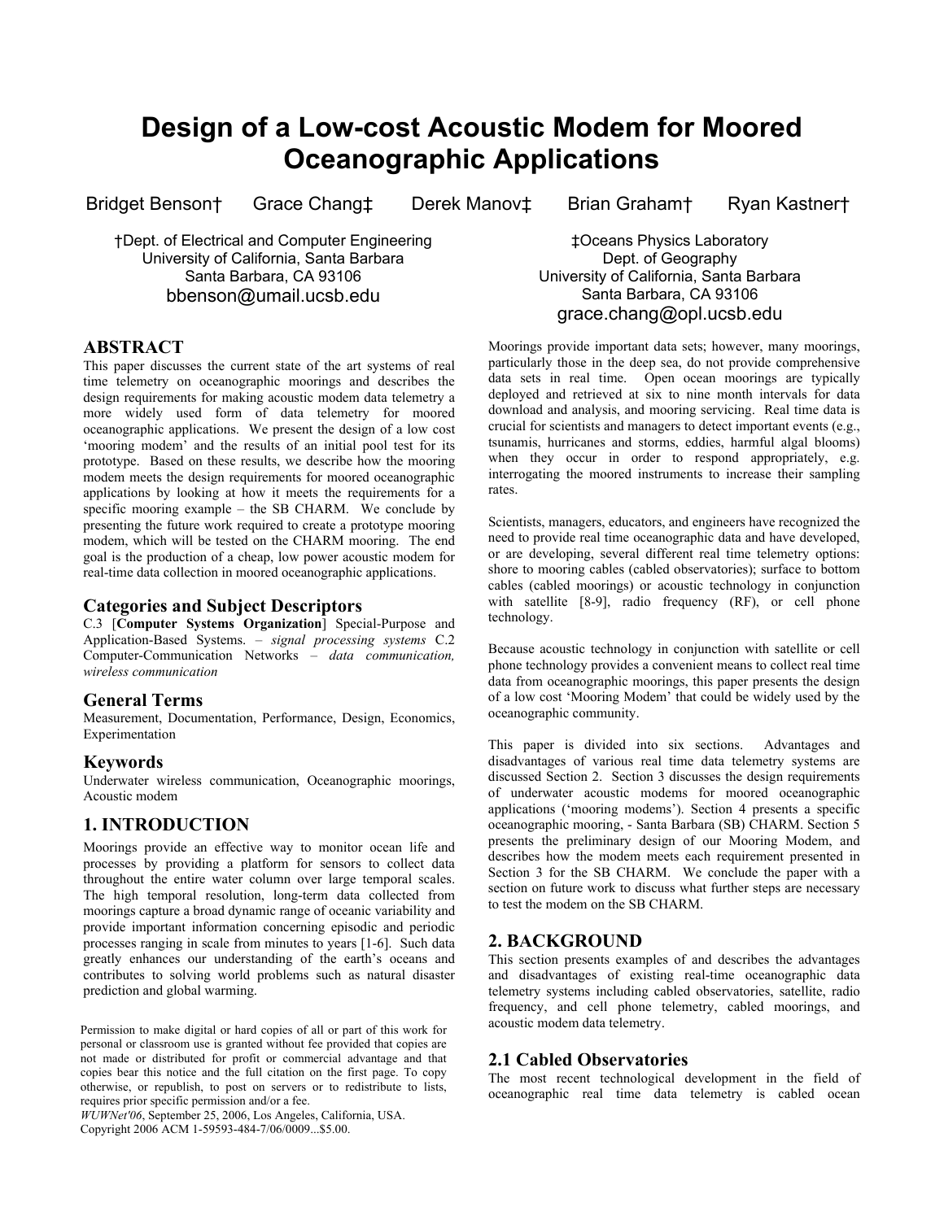# Design of a Low-cost Acoustic Modem for Moored Oceanographic Applications

Bridget Benson† Grace Chang‡ Derek Manov‡ Brian Graham† Ryan Kastner†

†Dept. of Electrical and Computer Engineering
University of California, Santa Barbara
Santa Barbara, CA 93106
bbenson@umail.ucsb.edu

‡Oceans Physics Laboratory
Dept. of Geography
University of California, Santa Barbara
Santa Barbara, CA 93106
grace.chang@opl.ucsb.edu

## ABSTRACT

This paper discusses the current state of the art systems of real time telemetry on oceanographic moorings and describes the design requirements for making acoustic modem data telemetry a more widely used form of data telemetry for moored oceanographic applications. We present the design of a low cost 'mooring modem' and the results of an initial pool test for its prototype. Based on these results, we describe how the mooring modem meets the design requirements for moored oceanographic applications by looking at how it meets the requirements for a specific mooring example – the SB CHARM. We conclude by presenting the future work required to create a prototype mooring modem, which will be tested on the CHARM mooring. The end goal is the production of a cheap, low power acoustic modem for real-time data collection in moored oceanographic applications.

## Categories and Subject Descriptors

C.3 [**Computer Systems Organization**] Special-Purpose and Application-Based Systems. – *signal processing systems* C.2 Computer-Communication Networks – *data communication, wireless communication*

## General Terms

Measurement, Documentation, Performance, Design, Economics, Experimentation

## Keywords

Underwater wireless communication, Oceanographic moorings, Acoustic modem

## 1. INTRODUCTION

Moorings provide an effective way to monitor ocean life and processes by providing a platform for sensors to collect data throughout the entire water column over large temporal scales. The high temporal resolution, long-term data collected from moorings capture a broad dynamic range of oceanic variability and provide important information concerning episodic and periodic processes ranging in scale from minutes to years [1-6]. Such data greatly enhances our understanding of the earth's oceans and contributes to solving world problems such as natural disaster prediction and global warming.

Moorings provide important data sets; however, many moorings, particularly those in the deep sea, do not provide comprehensive data sets in real time. Open ocean moorings are typically deployed and retrieved at six to nine month intervals for data download and analysis, and mooring servicing. Real time data is crucial for scientists and managers to detect important events (e.g., tsunamis, hurricanes and storms, eddies, harmful algal blooms) when they occur in order to respond appropriately, e.g. interrogating the moored instruments to increase their sampling rates.

Scientists, managers, educators, and engineers have recognized the need to provide real time oceanographic data and have developed, or are developing, several different real time telemetry options: shore to mooring cables (cabled observatories); surface to bottom cables (cabled moorings) or acoustic technology in conjunction with satellite [8-9], radio frequency (RF), or cell phone technology.

Because acoustic technology in conjunction with satellite or cell phone technology provides a convenient means to collect real time data from oceanographic moorings, this paper presents the design of a low cost 'Mooring Modem' that could be widely used by the oceanographic community.

This paper is divided into six sections. Advantages and disadvantages of various real time data telemetry systems are discussed Section 2. Section 3 discusses the design requirements of underwater acoustic modems for moored oceanographic applications ('mooring modems'). Section 4 presents a specific oceanographic mooring, - Santa Barbara (SB) CHARM. Section 5 presents the preliminary design of our Mooring Modem, and describes how the modem meets each requirement presented in Section 3 for the SB CHARM. We conclude the paper with a section on future work to discuss what further steps are necessary to test the modem on the SB CHARM.

## 2. BACKGROUND

This section presents examples of and describes the advantages and disadvantages of existing real-time oceanographic data telemetry systems including cabled observatories, satellite, radio frequency, and cell phone telemetry, cabled moorings, and acoustic modem data telemetry.

### 2.1 Cabled Observatories

The most recent technological development in the field of oceanographic real time data telemetry is cabled ocean

Permission to make digital or hard copies of all or part of this work for personal or classroom use is granted without fee provided that copies are not made or distributed for profit or commercial advantage and that copies bear this notice and the full citation on the first page. To copy otherwise, or republish, to post on servers or to redistribute to lists, requires prior specific permission and/or a fee.
*WUWNet'06*, September 25, 2006, Los Angeles, California, USA.
Copyright 2006 ACM 1-59593-484-7/06/0009...$5.00.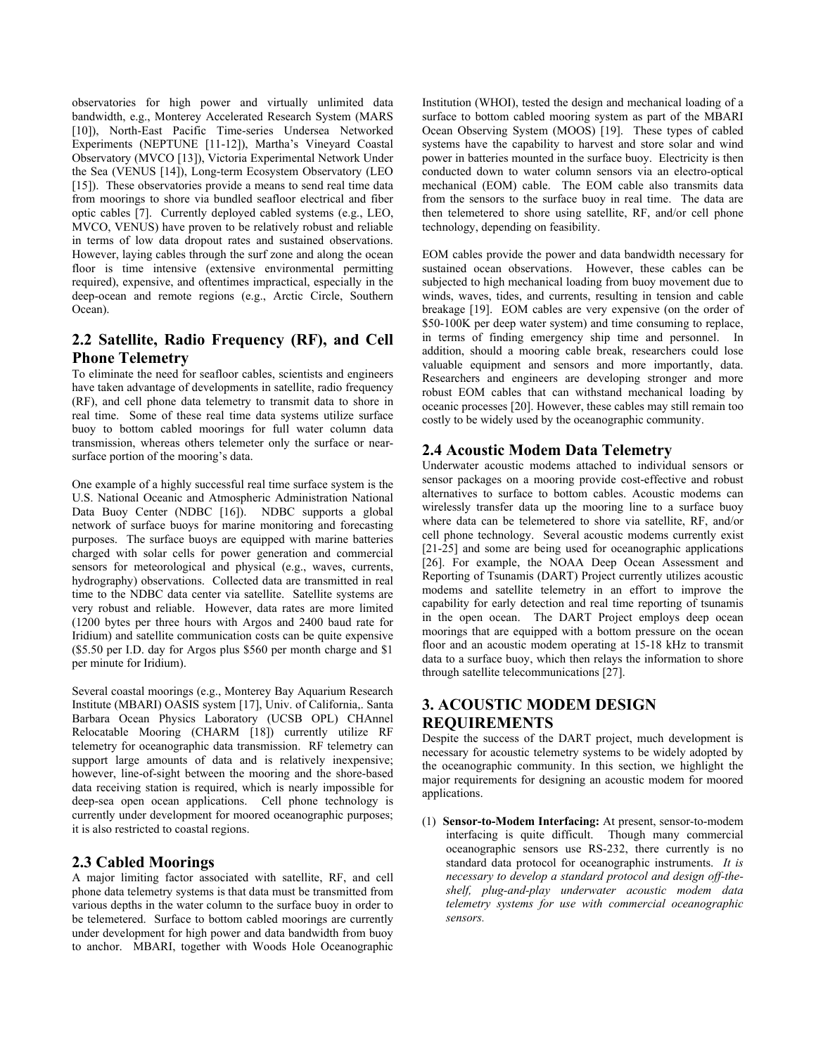observatories for high power and virtually unlimited data bandwidth, e.g., Monterey Accelerated Research System (MARS [10]), North-East Pacific Time-series Undersea Networked Experiments (NEPTUNE [11-12]), Martha's Vineyard Coastal Observatory (MVCO [13]), Victoria Experimental Network Under the Sea (VENUS [14]), Long-term Ecosystem Observatory (LEO [15]). These observatories provide a means to send real time data from moorings to shore via bundled seafloor electrical and fiber optic cables [7]. Currently deployed cabled systems (e.g., LEO, MVCO, VENUS) have proven to be relatively robust and reliable in terms of low data dropout rates and sustained observations. However, laying cables through the surf zone and along the ocean floor is time intensive (extensive environmental permitting required), expensive, and oftentimes impractical, especially in the deep-ocean and remote regions (e.g., Arctic Circle, Southern Ocean).

## 2.2 Satellite, Radio Frequency (RF), and Cell Phone Telemetry

To eliminate the need for seafloor cables, scientists and engineers have taken advantage of developments in satellite, radio frequency (RF), and cell phone data telemetry to transmit data to shore in real time. Some of these real time data systems utilize surface buoy to bottom cabled moorings for full water column data transmission, whereas others telemeter only the surface or near-surface portion of the mooring's data.

One example of a highly successful real time surface system is the U.S. National Oceanic and Atmospheric Administration National Data Buoy Center (NDBC [16]). NDBC supports a global network of surface buoys for marine monitoring and forecasting purposes. The surface buoys are equipped with marine batteries charged with solar cells for power generation and commercial sensors for meteorological and physical (e.g., waves, currents, hydrography) observations. Collected data are transmitted in real time to the NDBC data center via satellite. Satellite systems are very robust and reliable. However, data rates are more limited (1200 bytes per three hours with Argos and 2400 baud rate for Iridium) and satellite communication costs can be quite expensive ($5.50 per I.D. day for Argos plus $560 per month charge and $1 per minute for Iridium).

Several coastal moorings (e.g., Monterey Bay Aquarium Research Institute (MBARI) OASIS system [17], Univ. of California,. Santa Barbara Ocean Physics Laboratory (UCSB OPL) CHAnnel Relocatable Mooring (CHARM [18]) currently utilize RF telemetry for oceanographic data transmission. RF telemetry can support large amounts of data and is relatively inexpensive; however, line-of-sight between the mooring and the shore-based data receiving station is required, which is nearly impossible for deep-sea open ocean applications. Cell phone technology is currently under development for moored oceanographic purposes; it is also restricted to coastal regions.

## 2.3 Cabled Moorings

A major limiting factor associated with satellite, RF, and cell phone data telemetry systems is that data must be transmitted from various depths in the water column to the surface buoy in order to be telemetered. Surface to bottom cabled moorings are currently under development for high power and data bandwidth from buoy to anchor. MBARI, together with Woods Hole Oceanographic Institution (WHOI), tested the design and mechanical loading of a surface to bottom cabled mooring system as part of the MBARI Ocean Observing System (MOOS) [19]. These types of cabled systems have the capability to harvest and store solar and wind power in batteries mounted in the surface buoy. Electricity is then conducted down to water column sensors via an electro-optical mechanical (EOM) cable. The EOM cable also transmits data from the sensors to the surface buoy in real time. The data are then telemetered to shore using satellite, RF, and/or cell phone technology, depending on feasibility.

EOM cables provide the power and data bandwidth necessary for sustained ocean observations. However, these cables can be subjected to high mechanical loading from buoy movement due to winds, waves, tides, and currents, resulting in tension and cable breakage [19]. EOM cables are very expensive (on the order of $50-100K per deep water system) and time consuming to replace, in terms of finding emergency ship time and personnel. In addition, should a mooring cable break, researchers could lose valuable equipment and sensors and more importantly, data. Researchers and engineers are developing stronger and more robust EOM cables that can withstand mechanical loading by oceanic processes [20]. However, these cables may still remain too costly to be widely used by the oceanographic community.

## 2.4 Acoustic Modem Data Telemetry

Underwater acoustic modems attached to individual sensors or sensor packages on a mooring provide cost-effective and robust alternatives to surface to bottom cables. Acoustic modems can wirelessly transfer data up the mooring line to a surface buoy where data can be telemetered to shore via satellite, RF, and/or cell phone technology. Several acoustic modems currently exist [21-25] and some are being used for oceanographic applications [26]. For example, the NOAA Deep Ocean Assessment and Reporting of Tsunamis (DART) Project currently utilizes acoustic modems and satellite telemetry in an effort to improve the capability for early detection and real time reporting of tsunamis in the open ocean. The DART Project employs deep ocean moorings that are equipped with a bottom pressure on the ocean floor and an acoustic modem operating at 15-18 kHz to transmit data to a surface buoy, which then relays the information to shore through satellite telecommunications [27].

# 3. ACOUSTIC MODEM DESIGN REQUIREMENTS

Despite the success of the DART project, much development is necessary for acoustic telemetry systems to be widely adopted by the oceanographic community. In this section, we highlight the major requirements for designing an acoustic modem for moored applications.

1. **Sensor-to-Modem Interfacing:** At present, sensor-to-modem interfacing is quite difficult. Though many commercial oceanographic sensors use RS-232, there currently is no standard data protocol for oceanographic instruments. *It is necessary to develop a standard protocol and design off-the-shelf, plug-and-play underwater acoustic modem data telemetry systems for use with commercial oceanographic sensors.*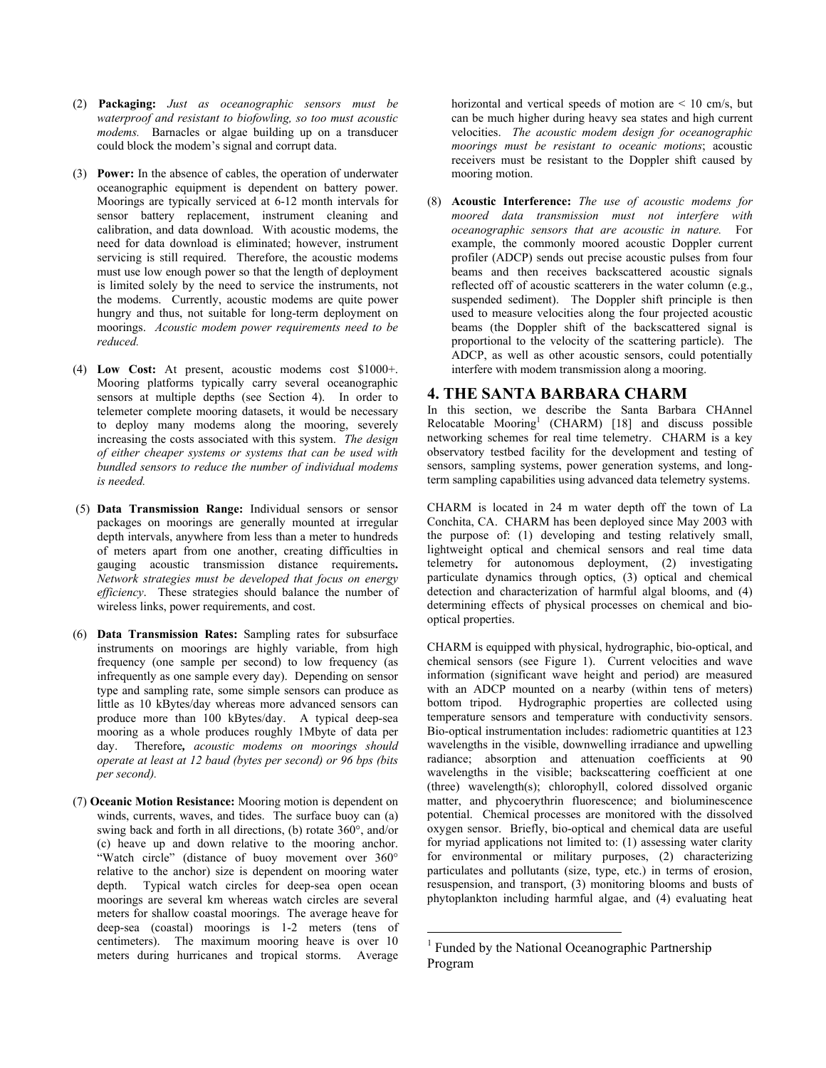(2) **Packaging:** *Just as oceanographic sensors must be waterproof and resistant to biofowling, so too must acoustic modems.* Barnacles or algae building up on a transducer could block the modem's signal and corrupt data.

(3) **Power:** In the absence of cables, the operation of underwater oceanographic equipment is dependent on battery power. Moorings are typically serviced at 6-12 month intervals for sensor battery replacement, instrument cleaning and calibration, and data download. With acoustic modems, the need for data download is eliminated; however, instrument servicing is still required. Therefore, the acoustic modems must use low enough power so that the length of deployment is limited solely by the need to service the instruments, not the modems. Currently, acoustic modems are quite power hungry and thus, not suitable for long-term deployment on moorings. *Acoustic modem power requirements need to be reduced.*

(4) **Low Cost:** At present, acoustic modems cost $1000+. Mooring platforms typically carry several oceanographic sensors at multiple depths (see Section 4). In order to telemeter complete mooring datasets, it would be necessary to deploy many modems along the mooring, severely increasing the costs associated with this system. *The design of either cheaper systems or systems that can be used with bundled sensors to reduce the number of individual modems is needed.*

(5) **Data Transmission Range:** Individual sensors or sensor packages on moorings are generally mounted at irregular depth intervals, anywhere from less than a meter to hundreds of meters apart from one another, creating difficulties in gauging acoustic transmission distance requirements**.** *Network strategies must be developed that focus on energy efficiency*. These strategies should balance the number of wireless links, power requirements, and cost.

(6) **Data Transmission Rates:** Sampling rates for subsurface instruments on moorings are highly variable, from high frequency (one sample per second) to low frequency (as infrequently as one sample every day). Depending on sensor type and sampling rate, some simple sensors can produce as little as 10 kBytes/day whereas more advanced sensors can produce more than 100 kBytes/day. A typical deep-sea mooring as a whole produces roughly 1Mbyte of data per day. Therefore**,** *acoustic modems on moorings should operate at least at 12 baud (bytes per second) or 96 bps (bits per second).*

(7) **Oceanic Motion Resistance:** Mooring motion is dependent on winds, currents, waves, and tides. The surface buoy can (a) swing back and forth in all directions, (b) rotate 360°, and/or (c) heave up and down relative to the mooring anchor. "Watch circle" (distance of buoy movement over 360° relative to the anchor) size is dependent on mooring water depth. Typical watch circles for deep-sea open ocean moorings are several km whereas watch circles are several meters for shallow coastal moorings. The average heave for deep-sea (coastal) moorings is 1-2 meters (tens of centimeters). The maximum mooring heave is over 10 meters during hurricanes and tropical storms. Average horizontal and vertical speeds of motion are < 10 cm/s, but can be much higher during heavy sea states and high current velocities. *The acoustic modem design for oceanographic moorings must be resistant to oceanic motions*; acoustic receivers must be resistant to the Doppler shift caused by mooring motion.

(8) **Acoustic Interference:** *The use of acoustic modems for moored data transmission must not interfere with oceanographic sensors that are acoustic in nature.* For example, the commonly moored acoustic Doppler current profiler (ADCP) sends out precise acoustic pulses from four beams and then receives backscattered acoustic signals reflected off of acoustic scatterers in the water column (e.g., suspended sediment). The Doppler shift principle is then used to measure velocities along the four projected acoustic beams (the Doppler shift of the backscattered signal is proportional to the velocity of the scattering particle). The ADCP, as well as other acoustic sensors, could potentially interfere with modem transmission along a mooring.

## 4. THE SANTA BARBARA CHARM

In this section, we describe the Santa Barbara CHAnnel Relocatable Mooring[1] (CHARM) [18] and discuss possible networking schemes for real time telemetry. CHARM is a key observatory testbed facility for the development and testing of sensors, sampling systems, power generation systems, and long-term sampling capabilities using advanced data telemetry systems.

CHARM is located in 24 m water depth off the town of La Conchita, CA. CHARM has been deployed since May 2003 with the purpose of: (1) developing and testing relatively small, lightweight optical and chemical sensors and real time data telemetry for autonomous deployment, (2) investigating particulate dynamics through optics, (3) optical and chemical detection and characterization of harmful algal blooms, and (4) determining effects of physical processes on chemical and bio-optical properties.

CHARM is equipped with physical, hydrographic, bio-optical, and chemical sensors (see Figure 1). Current velocities and wave information (significant wave height and period) are measured with an ADCP mounted on a nearby (within tens of meters) bottom tripod. Hydrographic properties are collected using temperature sensors and temperature with conductivity sensors. Bio-optical instrumentation includes: radiometric quantities at 123 wavelengths in the visible, downwelling irradiance and upwelling radiance; absorption and attenuation coefficients at 90 wavelengths in the visible; backscattering coefficient at one (three) wavelength(s); chlorophyll, colored dissolved organic matter, and phycoerythrin fluorescence; and bioluminescence potential. Chemical processes are monitored with the dissolved oxygen sensor. Briefly, bio-optical and chemical data are useful for myriad applications not limited to: (1) assessing water clarity for environmental or military purposes, (2) characterizing particulates and pollutants (size, type, etc.) in terms of erosion, resuspension, and transport, (3) monitoring blooms and busts of phytoplankton including harmful algae, and (4) evaluating heat

[1] Funded by the National Oceanographic Partnership Program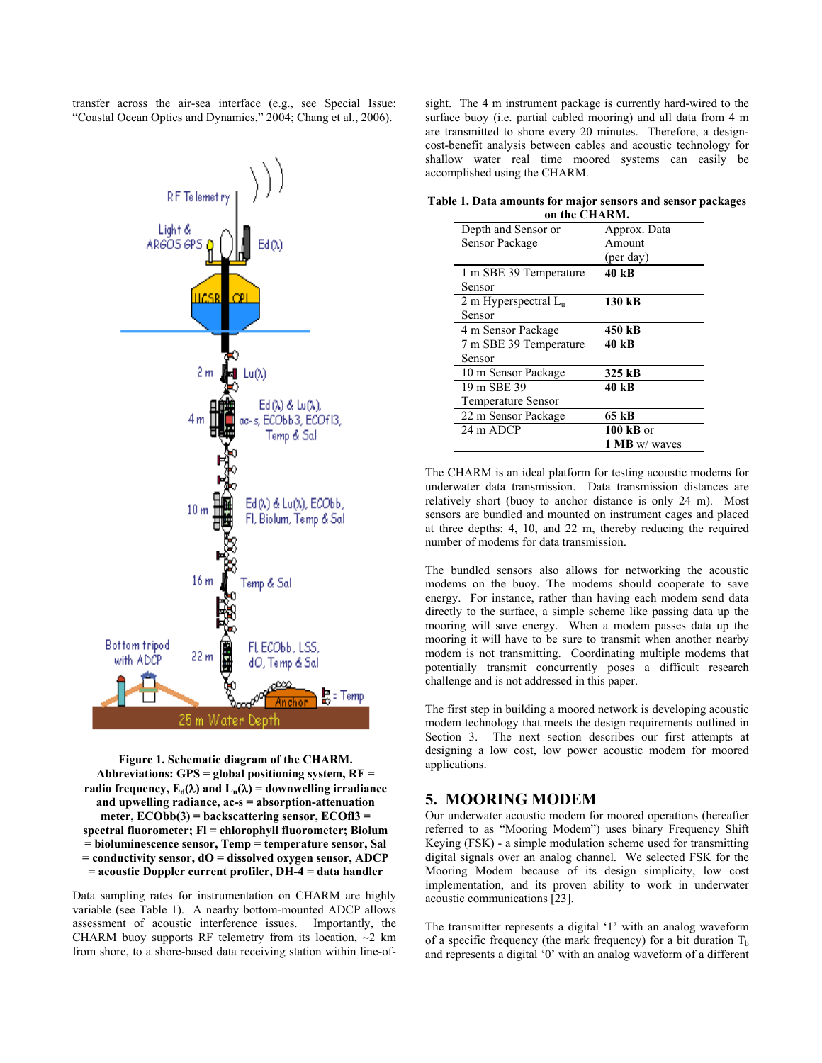transfer across the air-sea interface (e.g., see Special Issue: "Coastal Ocean Optics and Dynamics," 2004; Chang et al., 2006).

**Figure 1. Schematic diagram of the CHARM. Abbreviations: GPS = global positioning system, RF = radio frequency, $E_d(\lambda)$ and $L_u(\lambda)$ = downwelling irradiance and upwelling radiance, ac-s = absorption-attenuation meter, ECObb(3) = backscattering sensor, ECOfl3 = spectral fluorometer; Fl = chlorophyll fluorometer; Biolum = bioluminescence sensor, Temp = temperature sensor, Sal = conductivity sensor, dO = dissolved oxygen sensor, ADCP = acoustic Doppler current profiler, DH-4 = data handler**

Data sampling rates for instrumentation on CHARM are highly variable (see Table 1). A nearby bottom-mounted ADCP allows assessment of acoustic interference issues. Importantly, the CHARM buoy supports RF telemetry from its location, ~2 km from shore, to a shore-based data receiving station within line-of-sight. The 4 m instrument package is currently hard-wired to the surface buoy (i.e. partial cabled mooring) and all data from 4 m are transmitted to shore every 20 minutes. Therefore, a design-cost-benefit analysis between cables and acoustic technology for shallow water real time moored systems can easily be accomplished using the CHARM.

**Table 1. Data amounts for major sensors and sensor packages on the CHARM.**

| Depth and Sensor or Sensor Package | Approx. Data Amount (per day) |
|---|---|
| 1 m SBE 39 Temperature Sensor | **40 kB** |
| 2 m Hyperspectral $L_u$ Sensor | **130 kB** |
| 4 m Sensor Package | **450 kB** |
| 7 m SBE 39 Temperature Sensor | **40 kB** |
| 10 m Sensor Package | **325 kB** |
| 19 m SBE 39 Temperature Sensor | **40 kB** |
| 22 m Sensor Package | **65 kB** |
| 24 m ADCP | **100 kB** or **1 MB** w/ waves |

The CHARM is an ideal platform for testing acoustic modems for underwater data transmission. Data transmission distances are relatively short (buoy to anchor distance is only 24 m). Most sensors are bundled and mounted on instrument cages and placed at three depths: 4, 10, and 22 m, thereby reducing the required number of modems for data transmission.

The bundled sensors also allows for networking the acoustic modems on the buoy. The modems should cooperate to save energy. For instance, rather than having each modem send data directly to the surface, a simple scheme like passing data up the mooring will save energy. When a modem passes data up the mooring it will have to be sure to transmit when another nearby modem is not transmitting. Coordinating multiple modems that potentially transmit concurrently poses a difficult research challenge and is not addressed in this paper.

The first step in building a moored network is developing acoustic modem technology that meets the design requirements outlined in Section 3. The next section describes our first attempts at designing a low cost, low power acoustic modem for moored applications.

## 5. MOORING MODEM

Our underwater acoustic modem for moored operations (hereafter referred to as "Mooring Modem") uses binary Frequency Shift Keying (FSK) - a simple modulation scheme used for transmitting digital signals over an analog channel. We selected FSK for the Mooring Modem because of its design simplicity, low cost implementation, and its proven ability to work in underwater acoustic communications [23].

The transmitter represents a digital '1' with an analog waveform of a specific frequency (the mark frequency) for a bit duration $T_b$ and represents a digital '0' with an analog waveform of a different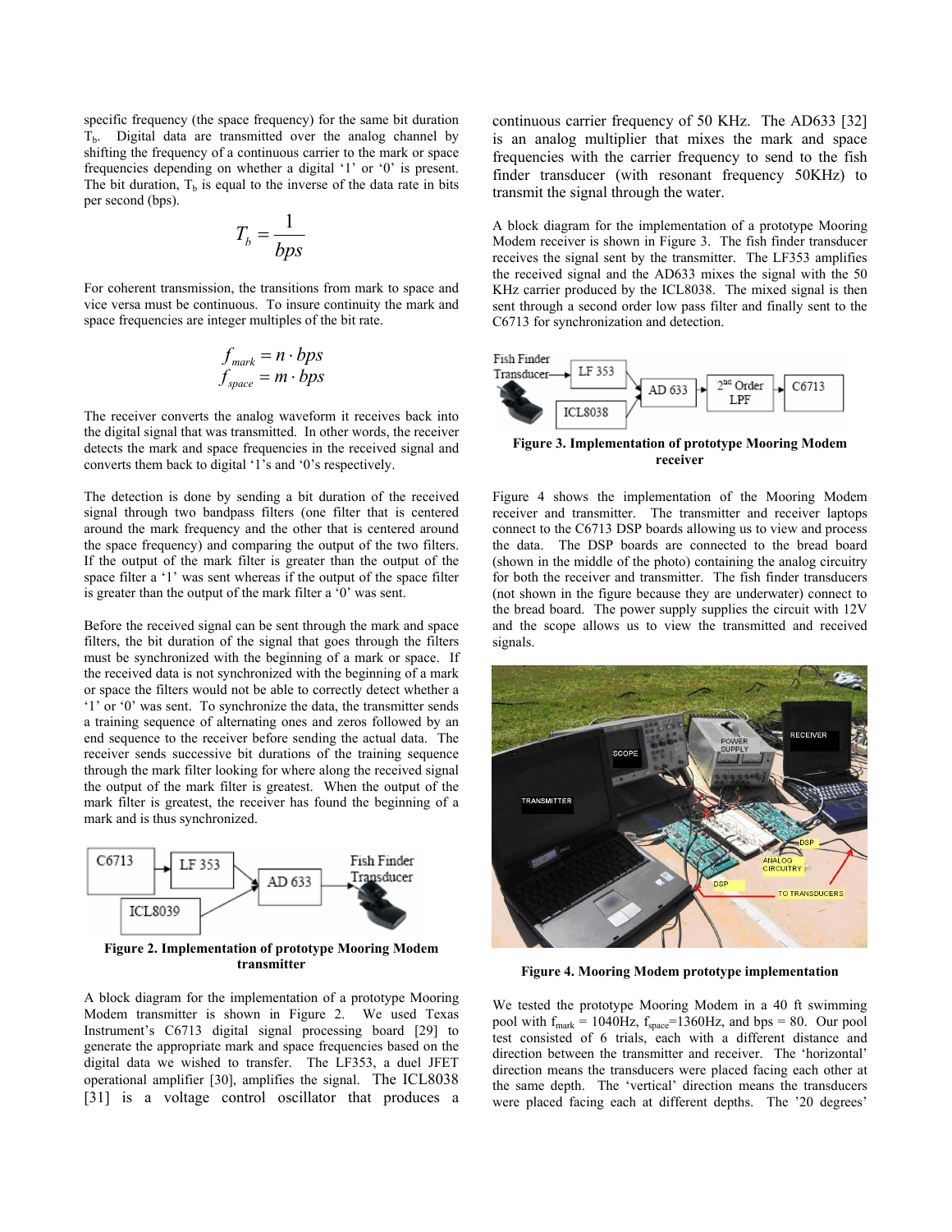specific frequency (the space frequency) for the same bit duration $T_b$. Digital data are transmitted over the analog channel by shifting the frequency of a continuous carrier to the mark or space frequencies depending on whether a digital '1' or '0' is present. The bit duration, $T_b$ is equal to the inverse of the data rate in bits per second (bps).

$$T_b = \frac{1}{bps}$$

For coherent transmission, the transitions from mark to space and vice versa must be continuous. To insure continuity the mark and space frequencies are integer multiples of the bit rate.

$$f_{mark} = n \cdot bps$$
$$f_{space} = m \cdot bps$$

The receiver converts the analog waveform it receives back into the digital signal that was transmitted. In other words, the receiver detects the mark and space frequencies in the received signal and converts them back to digital '1's and '0's respectively.

The detection is done by sending a bit duration of the received signal through two bandpass filters (one filter that is centered around the mark frequency and the other that is centered around the space frequency) and comparing the output of the two filters. If the output of the mark filter is greater than the output of the space filter a '1' was sent whereas if the output of the space filter is greater than the output of the mark filter a '0' was sent.

Before the received signal can be sent through the mark and space filters, the bit duration of the signal that goes through the filters must be synchronized with the beginning of a mark or space. If the received data is not synchronized with the beginning of a mark or space the filters would not be able to correctly detect whether a '1' or '0' was sent. To synchronize the data, the transmitter sends a training sequence of alternating ones and zeros followed by an end sequence to the receiver before sending the actual data. The receiver sends successive bit durations of the training sequence through the mark filter looking for where along the received signal the output of the mark filter is greatest. When the output of the mark filter is greatest, the receiver has found the beginning of a mark and is thus synchronized.

**Figure 2. Implementation of prototype Mooring Modem transmitter**

A block diagram for the implementation of a prototype Mooring Modem transmitter is shown in Figure 2. We used Texas Instrument's C6713 digital signal processing board [29] to generate the appropriate mark and space frequencies based on the digital data we wished to transfer. The LF353, a duel JFET operational amplifier [30], amplifies the signal. The ICL8038 [31] is a voltage control oscillator that produces a continuous carrier frequency of 50 KHz. The AD633 [32] is an analog multiplier that mixes the mark and space frequencies with the carrier frequency to send to the fish finder transducer (with resonant frequency 50KHz) to transmit the signal through the water.

A block diagram for the implementation of a prototype Mooring Modem receiver is shown in Figure 3. The fish finder transducer receives the signal sent by the transmitter. The LF353 amplifies the received signal and the AD633 mixes the signal with the 50 KHz carrier produced by the ICL8038. The mixed signal is then sent through a second order low pass filter and finally sent to the C6713 for synchronization and detection.

**Figure 3. Implementation of prototype Mooring Modem receiver**

Figure 4 shows the implementation of the Mooring Modem receiver and transmitter. The transmitter and receiver laptops connect to the C6713 DSP boards allowing us to view and process the data. The DSP boards are connected to the bread board (shown in the middle of the photo) containing the analog circuitry for both the receiver and transmitter. The fish finder transducers (not shown in the figure because they are underwater) connect to the bread board. The power supply supplies the circuit with 12V and the scope allows us to view the transmitted and received signals.

**Figure 4. Mooring Modem prototype implementation**

We tested the prototype Mooring Modem in a 40 ft swimming pool with $f_{mark}$ = 1040Hz, $f_{space}$=1360Hz, and bps = 80. Our pool test consisted of 6 trials, each with a different distance and direction between the transmitter and receiver. The 'horizontal' direction means the transducers were placed facing each other at the same depth. The 'vertical' direction means the transducers were placed facing each at different depths. The '20 degrees'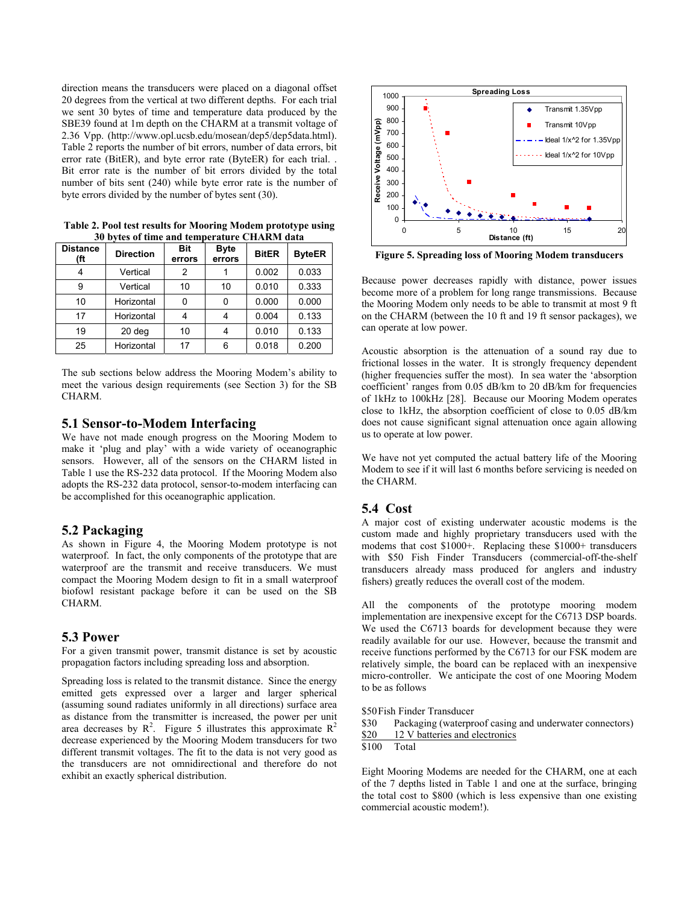direction means the transducers were placed on a diagonal offset 20 degrees from the vertical at two different depths. For each trial we sent 30 bytes of time and temperature data produced by the SBE39 found at 1m depth on the CHARM at a transmit voltage of 2.36 Vpp. (http://www.opl.ucsb.edu/mosean/dep5/dep5data.html). Table 2 reports the number of bit errors, number of data errors, bit error rate (BitER), and byte error rate (ByteER) for each trial. . Bit error rate is the number of bit errors divided by the total number of bits sent (240) while byte error rate is the number of byte errors divided by the number of bytes sent (30).

**Table 2. Pool test results for Mooring Modem prototype using 30 bytes of time and temperature CHARM data**

| Distance (ft | Direction | Bit errors | Byte errors | BitER | ByteER |
|---|---|---|---|---|---|
| 4 | Vertical | 2 | 1 | 0.002 | 0.033 |
| 9 | Vertical | 10 | 10 | 0.010 | 0.333 |
| 10 | Horizontal | 0 | 0 | 0.000 | 0.000 |
| 17 | Horizontal | 4 | 4 | 0.004 | 0.133 |
| 19 | 20 deg | 10 | 4 | 0.010 | 0.133 |
| 25 | Horizontal | 17 | 6 | 0.018 | 0.200 |

The sub sections below address the Mooring Modem's ability to meet the various design requirements (see Section 3) for the SB CHARM.

## 5.1 Sensor-to-Modem Interfacing

We have not made enough progress on the Mooring Modem to make it 'plug and play' with a wide variety of oceanographic sensors. However, all of the sensors on the CHARM listed in Table 1 use the RS-232 data protocol. If the Mooring Modem also adopts the RS-232 data protocol, sensor-to-modem interfacing can be accomplished for this oceanographic application.

## 5.2 Packaging

As shown in Figure 4, the Mooring Modem prototype is not waterproof. In fact, the only components of the prototype that are waterproof are the transmit and receive transducers. We must compact the Mooring Modem design to fit in a small waterproof biofowl resistant package before it can be used on the SB CHARM.

## 5.3 Power

For a given transmit power, transmit distance is set by acoustic propagation factors including spreading loss and absorption.

Spreading loss is related to the transmit distance. Since the energy emitted gets expressed over a larger and larger spherical (assuming sound radiates uniformly in all directions) surface area as distance from the transmitter is increased, the power per unit area decreases by $R^2$. Figure 5 illustrates this approximate $R^2$ decrease experienced by the Mooring Modem transducers for two different transmit voltages. The fit to the data is not very good as the transducers are not omnidirectional and therefore do not exhibit an exactly spherical distribution.

**Figure 5. Spreading loss of Mooring Modem transducers**

Because power decreases rapidly with distance, power issues become more of a problem for long range transmissions. Because the Mooring Modem only needs to be able to transmit at most 9 ft on the CHARM (between the 10 ft and 19 ft sensor packages), we can operate at low power.

Acoustic absorption is the attenuation of a sound ray due to frictional losses in the water. It is strongly frequency dependent (higher frequencies suffer the most). In sea water the 'absorption coefficient' ranges from 0.05 dB/km to 20 dB/km for frequencies of 1kHz to 100kHz [28]. Because our Mooring Modem operates close to 1kHz, the absorption coefficient of close to 0.05 dB/km does not cause significant signal attenuation once again allowing us to operate at low power.

We have not yet computed the actual battery life of the Mooring Modem to see if it will last 6 months before servicing is needed on the CHARM.

## 5.4 Cost

A major cost of existing underwater acoustic modems is the custom made and highly proprietary transducers used with the modems that cost \$1000+. Replacing these \$1000+ transducers with \$50 Fish Finder Transducers (commercial-off-the-shelf transducers already mass produced for anglers and industry fishers) greatly reduces the overall cost of the modem.

All the components of the prototype mooring modem implementation are inexpensive except for the C6713 DSP boards. We used the C6713 boards for development because they were readily available for our use. However, because the transmit and receive functions performed by the C6713 for our FSK modem are relatively simple, the board can be replaced with an inexpensive micro-controller. We anticipate the cost of one Mooring Modem to be as follows

\$50 Fish Finder Transducer
\$30 Packaging (waterproof casing and underwater connectors)
\$20 12 V batteries and electronics
\$100 Total

Eight Mooring Modems are needed for the CHARM, one at each of the 7 depths listed in Table 1 and one at the surface, bringing the total cost to \$800 (which is less expensive than one existing commercial acoustic modem!).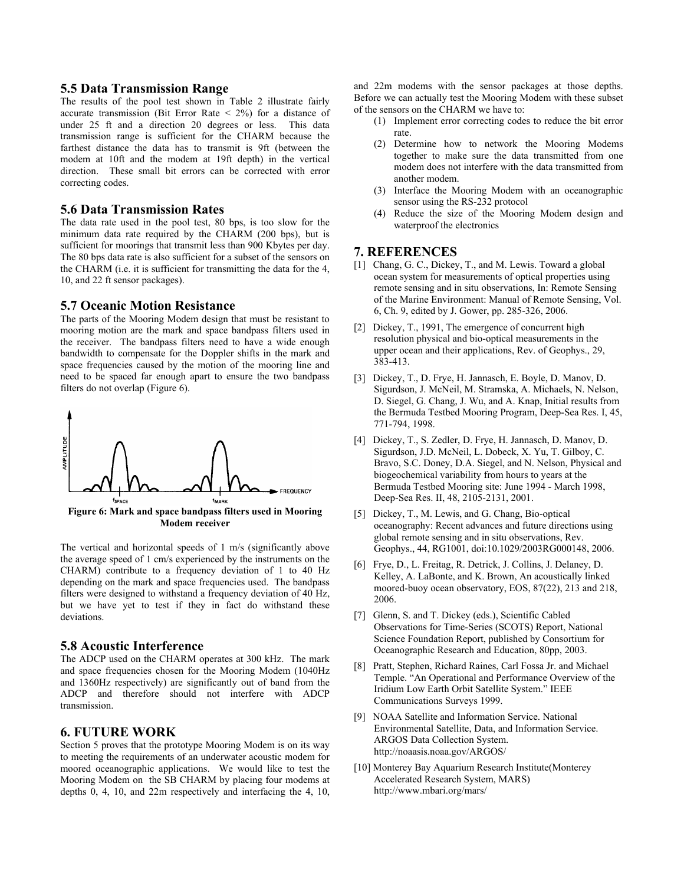### 5.5 Data Transmission Range

The results of the pool test shown in Table 2 illustrate fairly accurate transmission (Bit Error Rate < 2%) for a distance of under 25 ft and a direction 20 degrees or less. This data transmission range is sufficient for the CHARM because the farthest distance the data has to transmit is 9ft (between the modem at 10ft and the modem at 19ft depth) in the vertical direction. These small bit errors can be corrected with error correcting codes.

### 5.6 Data Transmission Rates

The data rate used in the pool test, 80 bps, is too slow for the minimum data rate required by the CHARM (200 bps), but is sufficient for moorings that transmit less than 900 Kbytes per day. The 80 bps data rate is also sufficient for a subset of the sensors on the CHARM (i.e. it is sufficient for transmitting the data for the 4, 10, and 22 ft sensor packages).

### 5.7 Oceanic Motion Resistance

The parts of the Mooring Modem design that must be resistant to mooring motion are the mark and space bandpass filters used in the receiver. The bandpass filters need to have a wide enough bandwidth to compensate for the Doppler shifts in the mark and space frequencies caused by the motion of the mooring line and need to be spaced far enough apart to ensure the two bandpass filters do not overlap (Figure 6).

**Figure 6: Mark and space bandpass filters used in Mooring Modem receiver**

The vertical and horizontal speeds of 1 m/s (significantly above the average speed of 1 cm/s experienced by the instruments on the CHARM) contribute to a frequency deviation of 1 to 40 Hz depending on the mark and space frequencies used. The bandpass filters were designed to withstand a frequency deviation of 40 Hz, but we have yet to test if they in fact do withstand these deviations.

### 5.8 Acoustic Interference

The ADCP used on the CHARM operates at 300 kHz. The mark and space frequencies chosen for the Mooring Modem (1040Hz and 1360Hz respectively) are significantly out of band from the ADCP and therefore should not interfere with ADCP transmission.

## 6. FUTURE WORK

Section 5 proves that the prototype Mooring Modem is on its way to meeting the requirements of an underwater acoustic modem for moored oceanographic applications. We would like to test the Mooring Modem on the SB CHARM by placing four modems at depths 0, 4, 10, and 22m respectively and interfacing the 4, 10, and 22m modems with the sensor packages at those depths. Before we can actually test the Mooring Modem with these subset of the sensors on the CHARM we have to:

1. Implement error correcting codes to reduce the bit error rate.
2. Determine how to network the Mooring Modems together to make sure the data transmitted from one modem does not interfere with the data transmitted from another modem.
3. Interface the Mooring Modem with an oceanographic sensor using the RS-232 protocol
4. Reduce the size of the Mooring Modem design and waterproof the electronics

## 7. REFERENCES

[1] Chang, G. C., Dickey, T., and M. Lewis. Toward a global ocean system for measurements of optical properties using remote sensing and in situ observations, In: Remote Sensing of the Marine Environment: Manual of Remote Sensing, Vol. 6, Ch. 9, edited by J. Gower, pp. 285-326, 2006.

[2] Dickey, T., 1991, The emergence of concurrent high resolution physical and bio-optical measurements in the upper ocean and their applications, Rev. of Geophys., 29, 383-413.

[3] Dickey, T., D. Frye, H. Jannasch, E. Boyle, D. Manov, D. Sigurdson, J. McNeil, M. Stramska, A. Michaels, N. Nelson, D. Siegel, G. Chang, J. Wu, and A. Knap, Initial results from the Bermuda Testbed Mooring Program, Deep-Sea Res. I, 45, 771-794, 1998.

[4] Dickey, T., S. Zedler, D. Frye, H. Jannasch, D. Manov, D. Sigurdson, J.D. McNeil, L. Dobeck, X. Yu, T. Gilboy, C. Bravo, S.C. Doney, D.A. Siegel, and N. Nelson, Physical and biogeochemical variability from hours to years at the Bermuda Testbed Mooring site: June 1994 - March 1998, Deep-Sea Res. II, 48, 2105-2131, 2001.

[5] Dickey, T., M. Lewis, and G. Chang, Bio-optical oceanography: Recent advances and future directions using global remote sensing and in situ observations, Rev. Geophys., 44, RG1001, doi:10.1029/2003RG000148, 2006.

[6] Frye, D., L. Freitag, R. Detrick, J. Collins, J. Delaney, D. Kelley, A. LaBonte, and K. Brown, An acoustically linked moored-buoy ocean observatory, EOS, 87(22), 213 and 218, 2006.

[7] Glenn, S. and T. Dickey (eds.), Scientific Cabled Observations for Time-Series (SCOTS) Report, National Science Foundation Report, published by Consortium for Oceanographic Research and Education, 80pp, 2003.

[8] Pratt, Stephen, Richard Raines, Carl Fossa Jr. and Michael Temple. "An Operational and Performance Overview of the Iridium Low Earth Orbit Satellite System." IEEE Communications Surveys 1999.

[9] NOAA Satellite and Information Service. National Environmental Satellite, Data, and Information Service. ARGOS Data Collection System. http://noaasis.noaa.gov/ARGOS/

[10] Monterey Bay Aquarium Research Institute(Monterey Accelerated Research System, MARS) http://www.mbari.org/mars/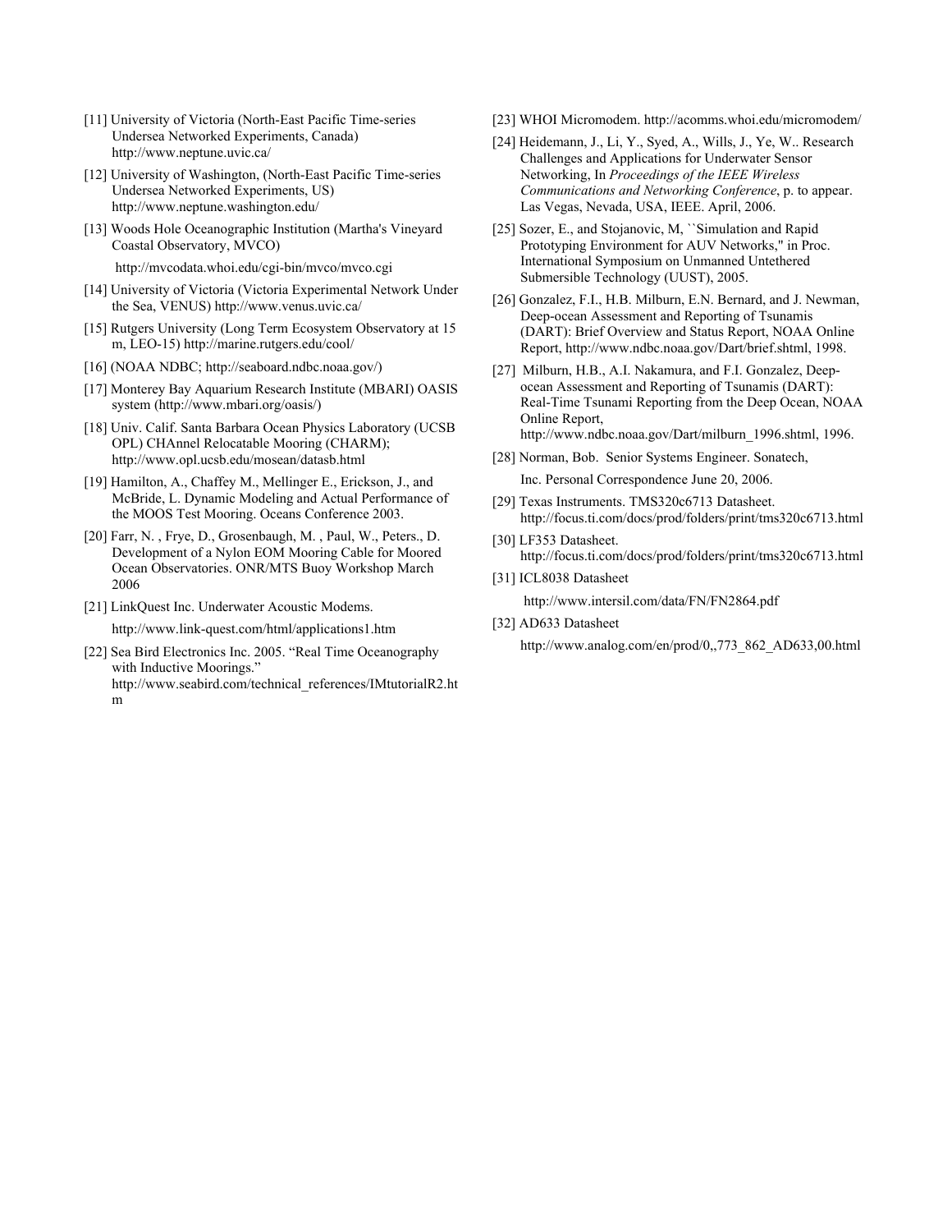[11] University of Victoria (North-East Pacific Time-series Undersea Networked Experiments, Canada) http://www.neptune.uvic.ca/

[12] University of Washington, (North-East Pacific Time-series Undersea Networked Experiments, US) http://www.neptune.washington.edu/

[13] Woods Hole Oceanographic Institution (Martha's Vineyard Coastal Observatory, MVCO)

http://mvcodata.whoi.edu/cgi-bin/mvco/mvco.cgi

[14] University of Victoria (Victoria Experimental Network Under the Sea, VENUS) http://www.venus.uvic.ca/

[15] Rutgers University (Long Term Ecosystem Observatory at 15 m, LEO-15) http://marine.rutgers.edu/cool/

[16] (NOAA NDBC; http://seaboard.ndbc.noaa.gov/)

[17] Monterey Bay Aquarium Research Institute (MBARI) OASIS system (http://www.mbari.org/oasis/)

[18] Univ. Calif. Santa Barbara Ocean Physics Laboratory (UCSB OPL) CHAnnel Relocatable Mooring (CHARM); http://www.opl.ucsb.edu/mosean/datasb.html

[19] Hamilton, A., Chaffey M., Mellinger E., Erickson, J., and McBride, L. Dynamic Modeling and Actual Performance of the MOOS Test Mooring. Oceans Conference 2003.

[20] Farr, N. , Frye, D., Grosenbaugh, M. , Paul, W., Peters., D. Development of a Nylon EOM Mooring Cable for Moored Ocean Observatories. ONR/MTS Buoy Workshop March 2006

[21] LinkQuest Inc. Underwater Acoustic Modems.

http://www.link-quest.com/html/applications1.htm

[22] Sea Bird Electronics Inc. 2005. "Real Time Oceanography with Inductive Moorings." http://www.seabird.com/technical_references/IMtutorialR2.htm

[23] WHOI Micromodem. http://acomms.whoi.edu/micromodem/

[24] Heidemann, J., Li, Y., Syed, A., Wills, J., Ye, W.. Research Challenges and Applications for Underwater Sensor Networking, In *Proceedings of the IEEE Wireless Communications and Networking Conference*, p. to appear. Las Vegas, Nevada, USA, IEEE. April, 2006.

[25] Sozer, E., and Stojanovic, M, ``Simulation and Rapid Prototyping Environment for AUV Networks,'' in Proc. International Symposium on Unmanned Untethered Submersible Technology (UUST), 2005.

[26] Gonzalez, F.I., H.B. Milburn, E.N. Bernard, and J. Newman, Deep-ocean Assessment and Reporting of Tsunamis (DART): Brief Overview and Status Report, NOAA Online Report, http://www.ndbc.noaa.gov/Dart/brief.shtml, 1998.

[27] Milburn, H.B., A.I. Nakamura, and F.I. Gonzalez, Deep-ocean Assessment and Reporting of Tsunamis (DART): Real-Time Tsunami Reporting from the Deep Ocean, NOAA Online Report, http://www.ndbc.noaa.gov/Dart/milburn_1996.shtml, 1996.

[28] Norman, Bob. Senior Systems Engineer. Sonatech,

Inc. Personal Correspondence June 20, 2006.

[29] Texas Instruments. TMS320c6713 Datasheet. http://focus.ti.com/docs/prod/folders/print/tms320c6713.html

[30] LF353 Datasheet. http://focus.ti.com/docs/prod/folders/print/tms320c6713.html

[31] ICL8038 Datasheet

http://www.intersil.com/data/FN/FN2864.pdf

[32] AD633 Datasheet

http://www.analog.com/en/prod/0,,773_862_AD633,00.html